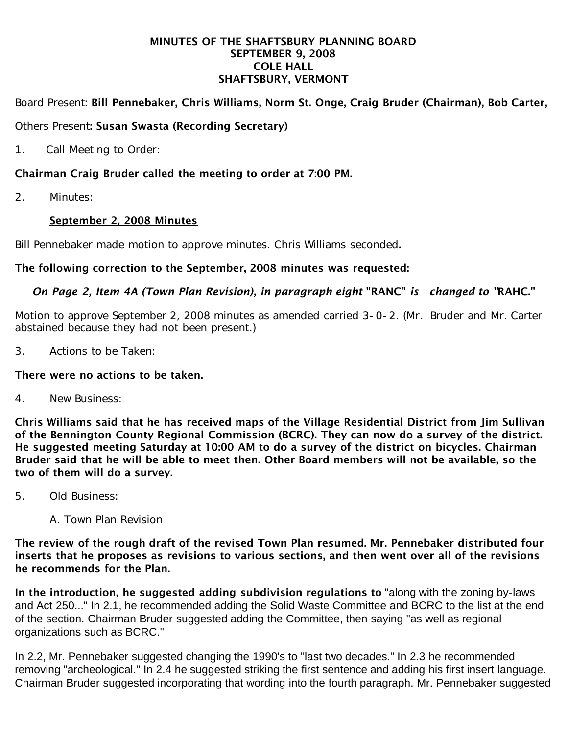**MINUTES OF THE SHAFTSBURY PLANNING BOARD**
**SEPTEMBER 9, 2008**
**COLE HALL**
**SHAFTSBURY, VERMONT**

Board Present: **Bill Pennebaker, Chris Williams, Norm St. Onge, Craig Bruder (Chairman), Bob Carter,**

Others Present: **Susan Swasta (Recording Secretary)**

1. Call Meeting to Order:

**Chairman Craig Bruder called the meeting to order at 7:00 PM.**

2. Minutes:

<u>**September 2, 2008 Minutes**</u>

Bill Pennebaker made motion to approve minutes. Chris Williams seconded**.**

**The following correction to the September, 2008 minutes was requested:**

***On Page 2, Item 4A (Town Plan Revision), in paragraph eight* "RANC" *is changed to* "RAHC."**

Motion to approve September 2, 2008 minutes as amended carried 3-0-2. (Mr. Bruder and Mr. Carter abstained because they had not been present.)

3. Actions to be Taken:

**There were no actions to be taken.**

4. New Business:

**Chris Williams said that he has received maps of the Village Residential District from Jim Sullivan of the Bennington County Regional Commission (BCRC). They can now do a survey of the district. He suggested meeting Saturday at 10:00 AM to do a survey of the district on bicycles. Chairman Bruder said that he will be able to meet then. Other Board members will not be available, so the two of them will do a survey.**

5. Old Business:

A. Town Plan Revision

**The review of the rough draft of the revised Town Plan resumed. Mr. Pennebaker distributed four inserts that he proposes as revisions to various sections, and then went over all of the revisions he recommends for the Plan.**

**In the introduction, he suggested adding subdivision regulations to** "along with the zoning by-laws and Act 250..." In 2.1, he recommended adding the Solid Waste Committee and BCRC to the list at the end of the section. Chairman Bruder suggested adding the Committee, then saying "as well as regional organizations such as BCRC."

In 2.2, Mr. Pennebaker suggested changing the 1990's to "last two decades." In 2.3 he recommended removing "archeological." In 2.4 he suggested striking the first sentence and adding his first insert language. Chairman Bruder suggested incorporating that wording into the fourth paragraph. Mr. Pennebaker suggested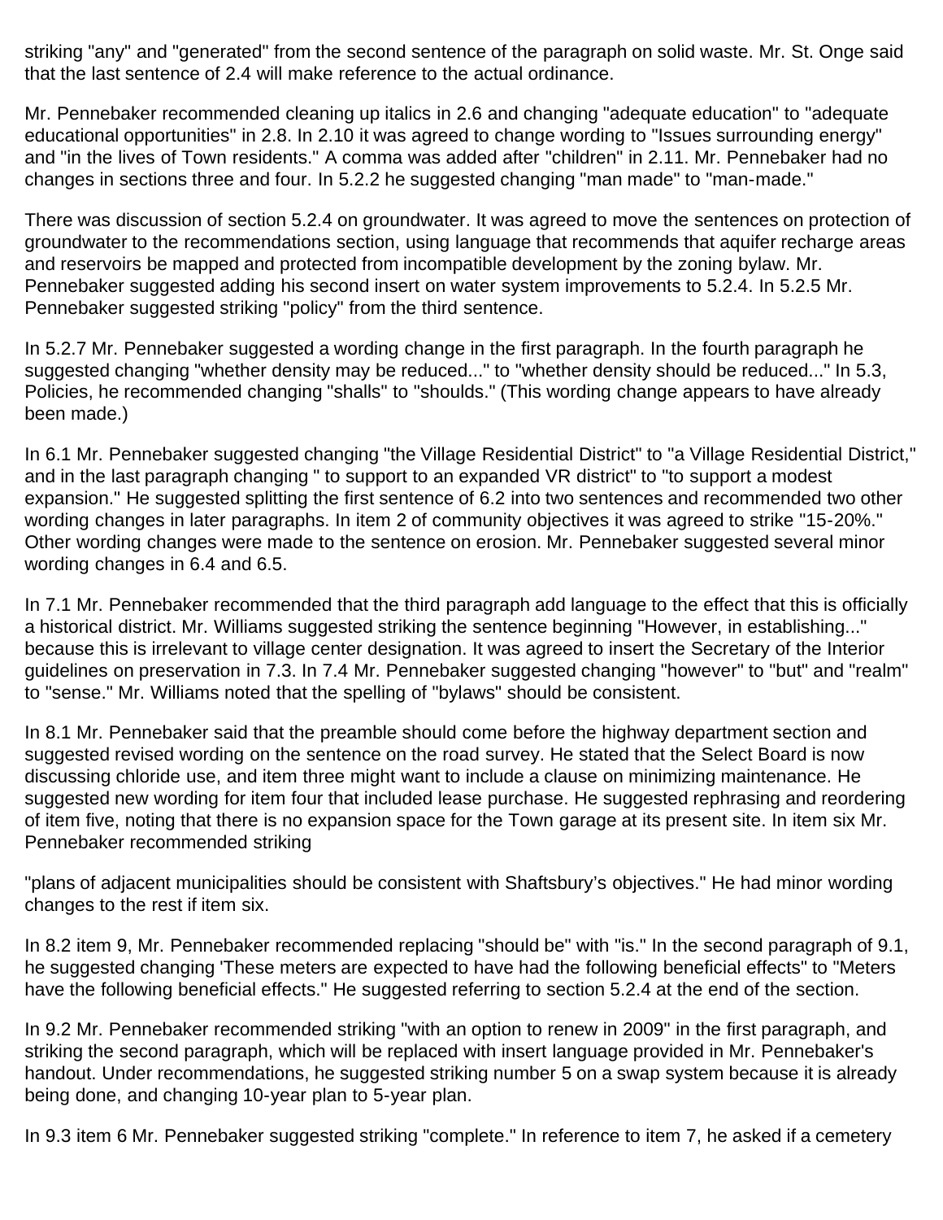striking "any" and "generated" from the second sentence of the paragraph on solid waste. Mr. St. Onge said that the last sentence of 2.4 will make reference to the actual ordinance.

Mr. Pennebaker recommended cleaning up italics in 2.6 and changing "adequate education" to "adequate educational opportunities" in 2.8. In 2.10 it was agreed to change wording to "Issues surrounding energy" and "in the lives of Town residents." A comma was added after "children" in 2.11. Mr. Pennebaker had no changes in sections three and four. In 5.2.2 he suggested changing "man made" to "man-made."

There was discussion of section 5.2.4 on groundwater. It was agreed to move the sentences on protection of groundwater to the recommendations section, using language that recommends that aquifer recharge areas and reservoirs be mapped and protected from incompatible development by the zoning bylaw. Mr. Pennebaker suggested adding his second insert on water system improvements to 5.2.4. In 5.2.5 Mr. Pennebaker suggested striking "policy" from the third sentence.

In 5.2.7 Mr. Pennebaker suggested a wording change in the first paragraph. In the fourth paragraph he suggested changing "whether density may be reduced..." to "whether density should be reduced..." In 5.3, Policies, he recommended changing "shalls" to "shoulds." (This wording change appears to have already been made.)

In 6.1 Mr. Pennebaker suggested changing "the Village Residential District" to "a Village Residential District," and in the last paragraph changing " to support to an expanded VR district" to "to support a modest expansion." He suggested splitting the first sentence of 6.2 into two sentences and recommended two other wording changes in later paragraphs. In item 2 of community objectives it was agreed to strike "15-20%." Other wording changes were made to the sentence on erosion. Mr. Pennebaker suggested several minor wording changes in 6.4 and 6.5.

In 7.1 Mr. Pennebaker recommended that the third paragraph add language to the effect that this is officially a historical district. Mr. Williams suggested striking the sentence beginning "However, in establishing..." because this is irrelevant to village center designation. It was agreed to insert the Secretary of the Interior guidelines on preservation in 7.3. In 7.4 Mr. Pennebaker suggested changing "however" to "but" and "realm" to "sense." Mr. Williams noted that the spelling of "bylaws" should be consistent.

In 8.1 Mr. Pennebaker said that the preamble should come before the highway department section and suggested revised wording on the sentence on the road survey. He stated that the Select Board is now discussing chloride use, and item three might want to include a clause on minimizing maintenance. He suggested new wording for item four that included lease purchase. He suggested rephrasing and reordering of item five, noting that there is no expansion space for the Town garage at its present site. In item six Mr. Pennebaker recommended striking

"plans of adjacent municipalities should be consistent with Shaftsbury's objectives." He had minor wording changes to the rest if item six.

In 8.2 item 9, Mr. Pennebaker recommended replacing "should be" with "is." In the second paragraph of 9.1, he suggested changing 'These meters are expected to have had the following beneficial effects" to "Meters have the following beneficial effects." He suggested referring to section 5.2.4 at the end of the section.

In 9.2 Mr. Pennebaker recommended striking "with an option to renew in 2009" in the first paragraph, and striking the second paragraph, which will be replaced with insert language provided in Mr. Pennebaker's handout. Under recommendations, he suggested striking number 5 on a swap system because it is already being done, and changing 10-year plan to 5-year plan.

In 9.3 item 6 Mr. Pennebaker suggested striking "complete." In reference to item 7, he asked if a cemetery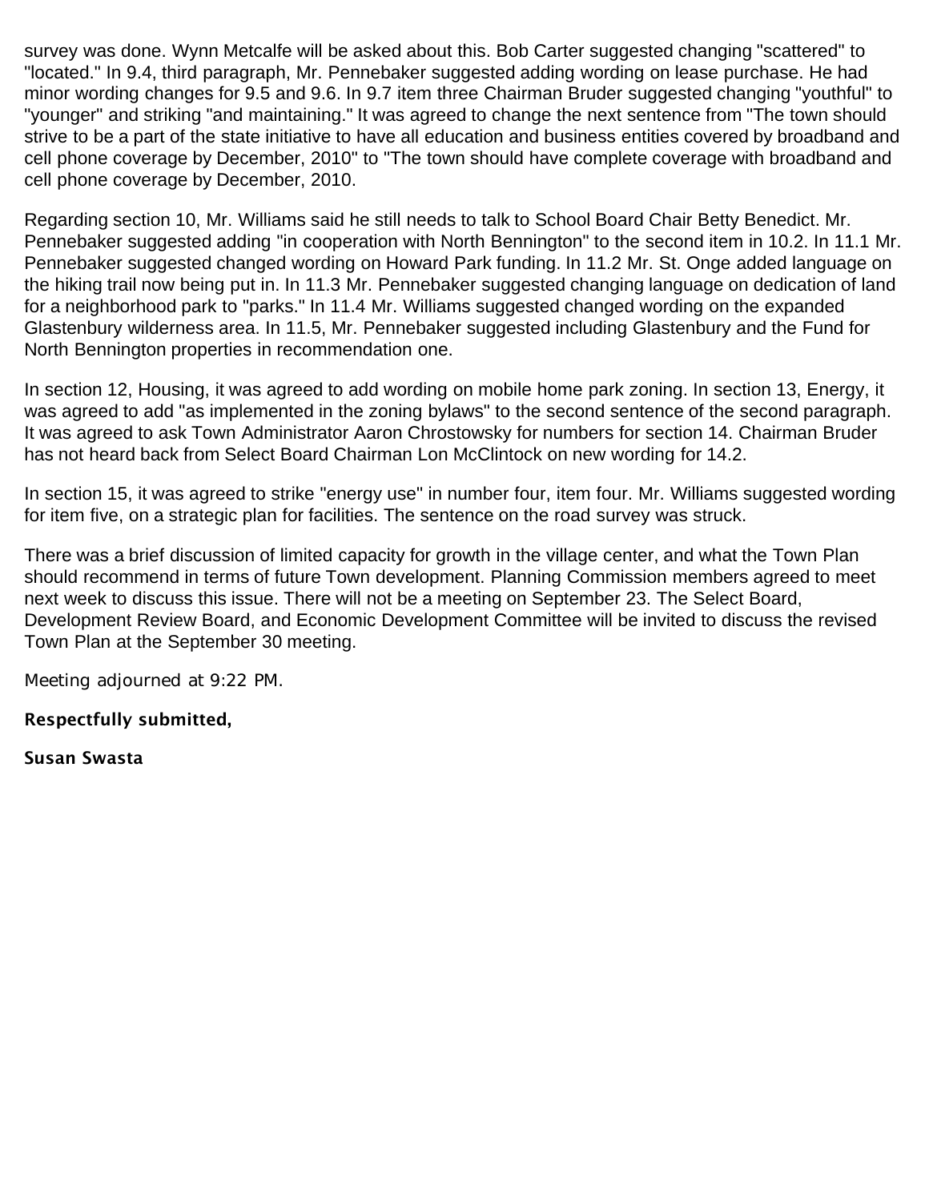survey was done. Wynn Metcalfe will be asked about this. Bob Carter suggested changing "scattered" to "located." In 9.4, third paragraph, Mr. Pennebaker suggested adding wording on lease purchase. He had minor wording changes for 9.5 and 9.6. In 9.7 item three Chairman Bruder suggested changing "youthful" to "younger" and striking "and maintaining." It was agreed to change the next sentence from "The town should strive to be a part of the state initiative to have all education and business entities covered by broadband and cell phone coverage by December, 2010" to "The town should have complete coverage with broadband and cell phone coverage by December, 2010.

Regarding section 10, Mr. Williams said he still needs to talk to School Board Chair Betty Benedict. Mr. Pennebaker suggested adding "in cooperation with North Bennington" to the second item in 10.2. In 11.1 Mr. Pennebaker suggested changed wording on Howard Park funding. In 11.2 Mr. St. Onge added language on the hiking trail now being put in. In 11.3 Mr. Pennebaker suggested changing language on dedication of land for a neighborhood park to "parks." In 11.4 Mr. Williams suggested changed wording on the expanded Glastenbury wilderness area. In 11.5, Mr. Pennebaker suggested including Glastenbury and the Fund for North Bennington properties in recommendation one.

In section 12, Housing, it was agreed to add wording on mobile home park zoning. In section 13, Energy, it was agreed to add "as implemented in the zoning bylaws" to the second sentence of the second paragraph. It was agreed to ask Town Administrator Aaron Chrostowsky for numbers for section 14. Chairman Bruder has not heard back from Select Board Chairman Lon McClintock on new wording for 14.2.

In section 15, it was agreed to strike "energy use" in number four, item four. Mr. Williams suggested wording for item five, on a strategic plan for facilities. The sentence on the road survey was struck.

There was a brief discussion of limited capacity for growth in the village center, and what the Town Plan should recommend in terms of future Town development. Planning Commission members agreed to meet next week to discuss this issue. There will not be a meeting on September 23. The Select Board, Development Review Board, and Economic Development Committee will be invited to discuss the revised Town Plan at the September 30 meeting.

Meeting adjourned at 9:22 PM.

**Respectfully submitted,**

**Susan Swasta**